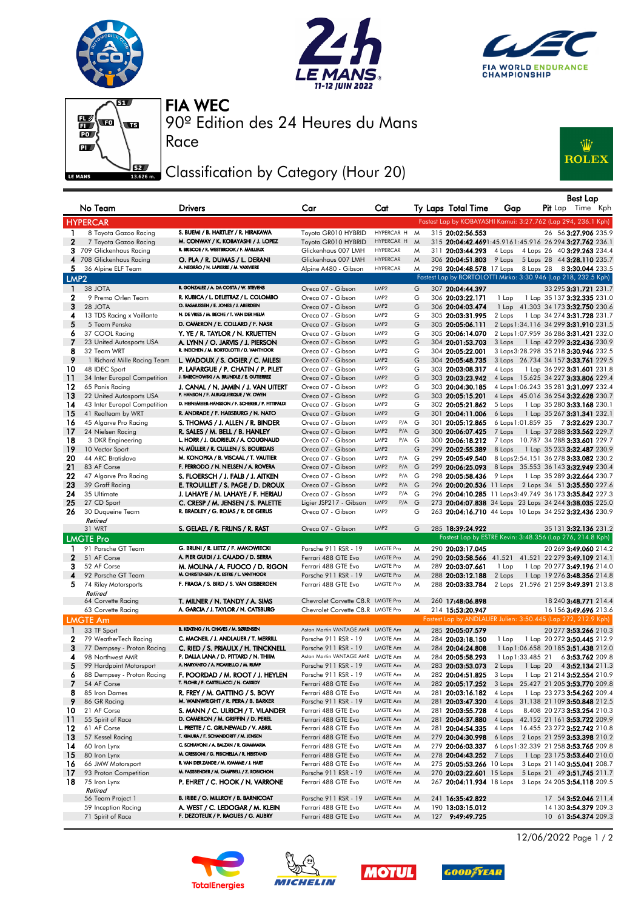# FIA WEC

## 90º Edition des 24 Heures du Mans

### Race

### Classification by Category (Hour 20)

| | No Team | Drivers | Car | Cat | | Ty | Laps | Total Time | Gap | | Pit | Best Lap Lap | Time | Kph |
|---|---|---|---|---|---|---|---|---|---|---|---|---|---|---|
| **HYPERCAR** | | | | | | | | Fastest Lap by KOBAYASHI Kamui: 3:27.762 (Lap 294, 236.1 Kph) | | | | | | |
| 1 | 8 Toyota Gazoo Racing | S. BUEMI / B. HARTLEY / R. HIRAKAWA | Toyota GR010 HYBRID | HYPERCAR H | | M | 315 | 20:02:56.553 | | | 26 | 56 | 3:27.906 | 235.9 |
| 2 | 7 Toyota Gazoo Racing | M. CONWAY / K. KOBAYASHI / J. LOPEZ | Toyota GR010 HYBRID | HYPERCAR H | | M | 315 | 20:04:42.469 | 1:45.916 | 1:45.916 | 26 | 294 | 3:27.762 | 236.1 |
| 3 | 709 Glickenhaus Racing | R. BRISCOE / R. WESTBROOK / F. MAILLEUX | Glickenhaus 007 LMH | HYPERCAR | | M | 311 | 20:03:44.293 | 4 Laps | 4 Laps | 26 | 40 | 3:29.263 | 234.4 |
| 4 | 708 Glickenhaus Racing | O. PLA / R. DUMAS / L. DERANI | Glickenhaus 007 LMH | HYPERCAR | | M | 306 | 20:04:51.803 | 9 Laps | 5 Laps | 28 | 44 | 3:28.110 | 235.7 |
| 5 | 36 Alpine ELF Team | A. NEGRÃO / N. LAPIERRE / M. VAXIVIERE | Alpine A480 - Gibson | HYPERCAR | | M | 298 | 20:04:48.578 | 17 Laps | 8 Laps | 28 | 8 | 3:30.044 | 233.5 |
| **LMP2** | | | | | | | | Fastest Lap by BORTOLOTTI Mirko: 3:30.946 (Lap 218, 232.5 Kph) | | | | | | |
| 1 | 38 JOTA | R. GONZALEZ / A. DA COSTA / W. STEVENS | Oreca 07 - Gibson | LMP2 | | G | 307 | 20:04:44.397 | | | 33 | 295 | 3:31.721 | 231.7 |
| 2 | 9 Prema Orlen Team | R. KUBICA / L. DELETRAZ / L. COLOMBO | Oreca 07 - Gibson | LMP2 | | G | 306 | 20:03:22.171 | 1 Lap | 1 Lap | 35 | 137 | 3:32.335 | 231.0 |
| 3 | 28 JOTA | O. RASMUSSEN / E. JONES / J. ABERDEIN | Oreca 07 - Gibson | LMP2 | | G | 306 | 20:04:03.474 | 1 Lap | 41.303 | 34 | 173 | 3:32.750 | 230.6 |
| 4 | 13 TDS Racing x Vaillante | N. DE VRIES / M. BECHE / T. VAN DER HELM | Oreca 07 - Gibson | LMP2 | | G | 305 | 20:03:31.995 | 2 Laps | 1 Lap | 34 | 274 | 3:31.728 | 231.7 |
| 5 | 5 Team Penske | D. CAMERON / E. COLLARD / F. NASR | Oreca 07 - Gibson | LMP2 | | G | 305 | 20:05:06.111 | 2 Laps | 1:34.116 | 34 | 299 | 3:31.910 | 231.5 |
| 6 | 37 COOL Racing | Y. YE / R. TAYLOR / N. KRUETTEN | Oreca 07 - Gibson | LMP2 | | G | 305 | 20:06:14.070 | 2 Laps | 1:07.959 | 36 | 286 | 3:31.421 | 232.0 |
| 7 | 23 United Autosports USA | A. LYNN / O. JARVIS / J. PIERSON | Oreca 07 - Gibson | LMP2 | | G | 304 | 20:01:53.703 | 3 Laps | 1 Lap | 42 | 299 | 3:32.436 | 230.9 |
| 8 | 32 Team WRT | R. INEICHEN / M. BORTOLOTTI / D. VANTHOOR | Oreca 07 - Gibson | LMP2 | | G | 304 | 20:05:22.001 | 3 Laps | 3:28.298 | 35 | 218 | 3:30.946 | 232.5 |
| 9 | 1 Richard Mille Racing Team | L. WADOUX / S. OGIER / C. MILESI | Oreca 07 - Gibson | LMP2 | | G | 304 | 20:05:48.735 | 3 Laps | 26.734 | 34 | 157 | 3:33.761 | 229.5 |
| 10 | 48 IDEC Sport | P. LAFARGUE / P. CHATIN / P. PILET | Oreca 07 - Gibson | LMP2 | | G | 303 | 20:03:08.317 | 4 Laps | 1 Lap | 36 | 292 | 3:31.601 | 231.8 |
| 11 | 34 Inter Europol Competition | J. SMIECHOWSKI / A. BRUNDLE / E. GUTIERREZ | Oreca 07 - Gibson | LMP2 | | G | 303 | 20:03:23.942 | 4 Laps | 15.625 | 34 | 227 | 3:33.806 | 229.4 |
| 12 | 65 Panis Racing | J. CANAL / N. JAMIN / J. VAN UITERT | Oreca 07 - Gibson | LMP2 | | G | 303 | 20:04:30.185 | 4 Laps | 1:06.243 | 35 | 281 | 3:31.097 | 232.4 |
| 13 | 22 United Autosports USA | P. HANSON / F. ALBUQUERQUE / W. OWEN | Oreca 07 - Gibson | LMP2 | | G | 303 | 20:05:15.201 | 4 Laps | 45.016 | 36 | 254 | 3:32.628 | 230.7 |
| 14 | 43 Inter Europol Competition | D. HEINEMEIER-HANSSON / F. SCHERER / P. FITTIPALDI | Oreca 07 - Gibson | LMP2 | | G | 302 | 20:05:21.862 | 5 Laps | 1 Lap | 35 | 280 | 3:33.168 | 230.1 |
| 15 | 41 Realteam by WRT | R. ANDRADE / F. HABSBURG / N. NATO | Oreca 07 - Gibson | LMP2 | | G | 301 | 20:04:11.006 | 6 Laps | 1 Lap | 35 | 267 | 3:31.341 | 232.1 |
| 16 | 45 Algarve Pro Racing | S. THOMAS / J. ALLEN / R. BINDER | Oreca 07 - Gibson | LMP2 | P/A | G | 301 | 20:05:12.865 | 6 Laps | 1:01.859 | 35 | 7 | 3:32.629 | 230.7 |
| 17 | 24 Nielsen Racing | R. SALES / M. BELL / B. HANLEY | Oreca 07 - Gibson | LMP2 | P/A | G | 300 | 20:06:07.425 | 7 Laps | 1 Lap | 37 | 288 | 3:33.562 | 229.7 |
| 18 | 3 DKR Engineering | L. HORR / J. GLORIEUX / A. COUGNAUD | Oreca 07 - Gibson | LMP2 | P/A | G | 300 | 20:06:18.212 | 7 Laps | 10.787 | 34 | 288 | 3:33.601 | 229.7 |
| 19 | 10 Vector Sport | N. MÜLLER / R. CULLEN / S. BOURDAIS | Oreca 07 - Gibson | LMP2 | | G | 299 | 20:02:55.389 | 8 Laps | 1 Lap | 35 | 233 | 3:32.487 | 230.9 |
| 20 | 44 ARC Bratislava | M. KONOPKA / B. VISCAAL / T. VAUTIER | Oreca 07 - Gibson | LMP2 | P/A | G | 299 | 20:05:49.540 | 8 Laps | 2:54.151 | 36 | 278 | 3:33.082 | 230.2 |
| 21 | 83 AF Corse | F. PERRODO / N. NIELSEN / A. ROVERA | Oreca 07 - Gibson | LMP2 | P/A | G | 299 | 20:06:25.093 | 8 Laps | 35.553 | 36 | 143 | 3:32.949 | 230.4 |
| 22 | 47 Algarve Pro Racing | S. FLOERSCH / J. FALB / J. AITKEN | Oreca 07 - Gibson | LMP2 | P/A | G | 298 | 20:05:58.436 | 9 Laps | 1 Lap | 35 | 289 | 3:32.664 | 230.7 |
| 23 | 39 Graff Racing | E. TROUILLET / S. PAGE / D. DROUX | Oreca 07 - Gibson | LMP2 | P/A | G | 296 | 20:00:20.536 | 11 Laps | 2 Laps | 34 | 51 | 3:35.550 | 227.6 |
| 24 | 35 Ultimate | J. LAHAYE / M. LAHAYE / F. HERIAU | Oreca 07 - Gibson | LMP2 | P/A | G | 296 | 20:04:10.285 | 11 Laps | 3:49.749 | 36 | 173 | 3:35.842 | 227.3 |
| 25 | 27 CD Sport | C. CRESP / M. JENSEN / S. PALETTE | Ligier JSP217 - Gibson | LMP2 | P/A | G | 273 | 20:04:07.838 | 34 Laps | 23 Laps | 34 | 244 | 3:38.035 | 225.0 |
| 26 | 30 Duqueine Team | R. BRADLEY / G. ROJAS / R. DE GERUS | Oreca 07 - Gibson | LMP2 | | G | 263 | 20:04:16.710 | 44 Laps | 10 Laps | 34 | 252 | 3:32.436 | 230.9 |
| *Retired* | | | | | | | | | | | | | | |
| | 31 WRT | S. GELAEL / R. FRIJNS / R. RAST | Oreca 07 - Gibson | LMP2 | | G | 285 | 18:39:24.922 | | | 35 | 131 | 3:32.136 | 231.2 |
| **LMGTE Pro** | | | | | | | | Fastest Lap by ESTRE Kevin: 3:48.356 (Lap 276, 214.8 Kph) | | | | | | |
| 1 | 91 Porsche GT Team | G. BRUNI / R. LIETZ / F. MAKOWIECKI | Porsche 911 RSR - 19 | LMGTE Pro | | M | 290 | 20:03:17.045 | | | 20 | 269 | 3:49.060 | 214.2 |
| 2 | 51 AF Corse | A. PIER GUIDI / J. CALADO / D. SERRA | Ferrari 488 GTE Evo | LMGTE Pro | | M | 290 | 20:03:58.566 | 41.521 | 41.521 | 22 | 279 | 3:49.109 | 214.1 |
| 3 | 52 AF Corse | M. MOLINA / A. FUOCO / D. RIGON | Ferrari 488 GTE Evo | LMGTE Pro | | M | 289 | 20:03:07.661 | 1 Lap | 1 Lap | 20 | 277 | 3:49.196 | 214.0 |
| 4 | 92 Porsche GT Team | M. CHRISTENSEN / K. ESTRE / L. VANTHOOR | Porsche 911 RSR - 19 | LMGTE Pro | | M | 288 | 20:03:12.188 | 2 Laps | 1 Lap | 19 | 276 | 3:48.356 | 214.8 |
| 5 | 74 Riley Motorsports | F. FRAGA / S. BIRD / S. VAN GISBERGEN | Ferrari 488 GTE Evo | LMGTE Pro | | M | 288 | 20:03:33.784 | 2 Laps | 21.596 | 21 | 259 | 3:49.391 | 213.8 |
| *Retired* | | | | | | | | | | | | | | |
| | 64 Corvette Racing | T. MILNER / N. TANDY / A. SIMS | Chevrolet Corvette C8.R | LMGTE Pro | | M | 260 | 17:48:06.898 | | | 18 | 240 | 3:48.771 | 214.4 |
| | 63 Corvette Racing | A. GARCIA / J. TAYLOR / N. CATSBURG | Chevrolet Corvette C8.R | LMGTE Pro | | M | 214 | 15:53:20.947 | | | 16 | 156 | 3:49.696 | 213.6 |
| **LMGTE Am** | | | | | | | | Fastest Lap by ANDLAUER Julien: 3:50.445 (Lap 272, 212.9 Kph) | | | | | | |
| 1 | 33 TF Sport | B. KEATING / H. CHAVES / M. SØRENSEN | Aston Martin VANTAGE AMR | LMGTE Am | | M | 285 | 20:05:07.579 | | | 20 | 277 | 3:53.266 | 210.3 |
| 2 | 79 WeatherTech Racing | C. MACNEIL / J. ANDLAUER / T. MERRILL | Porsche 911 RSR - 19 | LMGTE Am | | M | 284 | 20:03:18.150 | 1 Lap | 1 Lap | 20 | 272 | 3:50.445 | 212.9 |
| 3 | 77 Dempsey - Proton Racing | C. RIED / S. PRIAULX / H. TINCKNELL | Porsche 911 RSR - 19 | LMGTE Am | | M | 284 | 20:04:24.808 | 1 Lap | 1:06.658 | 20 | 185 | 3:51.438 | 212.0 |
| 4 | 98 Northwest AMR | P. DALLA LANA / D. PITTARD / N. THIIM | Aston Martin VANTAGE AMR | LMGTE Am | | M | 284 | 20:05:58.293 | 1 Lap | 1:33.485 | 21 | 6 | 3:53.762 | 209.8 |
| 5 | 99 Hardpoint Motorsport | A. HARYANTO / A. PICARIELLO / M. RUMP | Porsche 911 RSR - 19 | LMGTE Am | | M | 283 | 20:03:53.073 | 2 Laps | 1 Lap | 20 | 4 | 3:52.134 | 211.3 |
| 6 | 88 Dempsey - Proton Racing | F. POORDAD / M. ROOT / J. HEYLEN | Porsche 911 RSR - 19 | LMGTE Am | | M | 282 | 20:04:51.825 | 3 Laps | 1 Lap | 21 | 214 | 3:52.554 | 210.9 |
| 7 | 54 AF Corse | T. FLOHR / F. CASTELLACCI / N. CASSIDY | Ferrari 488 GTE Evo | LMGTE Am | | M | 282 | 20:05:17.252 | 3 Laps | 25.427 | 21 | 205 | 3:53.770 | 209.8 |
| 8 | 85 Iron Dames | R. FREY / M. GATTING / S. BOVY | Ferrari 488 GTE Evo | LMGTE Am | | M | 281 | 20:03:16.182 | 4 Laps | 1 Lap | 23 | 273 | 3:54.262 | 209.4 |
| 9 | 86 GR Racing | M. WAINWRIGHT / R. PERA / B. BARKER | Porsche 911 RSR - 19 | LMGTE Am | | M | 281 | 20:03:47.320 | 4 Laps | 31.138 | 21 | 109 | 3:50.848 | 212.5 |
| 10 | 21 AF Corse | S. MANN / C. ULRICH / T. VILANDER | Ferrari 488 GTE Evo | LMGTE Am | | M | 281 | 20:03:55.728 | 4 Laps | 8.408 | 20 | 273 | 3:53.254 | 210.3 |
| 11 | 55 Spirit of Race | D. CAMERON / M. GRIFFIN / D. PEREL | Ferrari 488 GTE Evo | LMGTE Am | | M | 281 | 20:04:37.880 | 4 Laps | 42.152 | 21 | 161 | 3:53.722 | 209.9 |
| 12 | 61 AF Corse | L. PRETTE / C. GRUNEWALD / V. ABRIL | Ferrari 488 GTE Evo | LMGTE Am | | M | 281 | 20:04:54.335 | 4 Laps | 16.455 | 23 | 272 | 3:52.742 | 210.8 |
| 13 | 57 Kessel Racing | T. KIMURA / F. SCHANDORFF / M. JENSEN | Ferrari 488 GTE Evo | LMGTE Am | | M | 279 | 20:04:30.998 | 6 Laps | 2 Laps | 21 | 259 | 3:53.398 | 210.2 |
| 14 | 60 Iron Lynx | C. SCHIAVONI / A. BALZAN / R. GIAMMARIA | Ferrari 488 GTE Evo | LMGTE Am | | M | 279 | 20:06:03.337 | 6 Laps | 1:32.339 | 21 | 258 | 3:53.765 | 209.8 |
| 15 | 80 Iron Lynx | M. CRESSONI / G. FISICHELLA / R. HEISTAND | Ferrari 488 GTE Evo | LMGTE Am | | M | 278 | 20:04:43.252 | 7 Laps | 1 Lap | 23 | 175 | 3:53.640 | 210.0 |
| 16 | 66 JMW Motorsport | R. VAN DER ZANDE / M. KVAMME / J. HART | Ferrari 488 GTE Evo | LMGTE Am | | M | 275 | 20:05:53.266 | 10 Laps | 3 Laps | 21 | 140 | 3:55.041 | 208.7 |
| 17 | 93 Proton Competition | M. FASSBENDER / M. CAMPBELL / Z. ROBICHON | Porsche 911 RSR - 19 | LMGTE Am | | M | 270 | 20:03:22.601 | 15 Laps | 5 Laps | 21 | 49 | 3:51.745 | 211.7 |
| 18 | 75 Iron Lynx | P. EHRET / C. HOOK / N. VARRONE | Ferrari 488 GTE Evo | LMGTE Am | | M | 267 | 20:04:11.934 | 18 Laps | 3 Laps | 24 | 205 | 3:54.118 | 209.5 |
| *Retired* | | | | | | | | | | | | | | |
| | 56 Team Project 1 | B. IRIBE / O. MILLROY / B. BARNICOAT | Porsche 911 RSR - 19 | LMGTE Am | | M | 241 | 16:35:42.822 | | | 17 | 54 | 3:52.046 | 211.4 |
| | 59 Inception Racing | A. WEST / C. LEDOGAR / M. KLEIN | Ferrari 488 GTE Evo | LMGTE Am | | M | 190 | 13:03:15.012 | | | 14 | 130 | 3:54.379 | 209.3 |
| | 71 Spirit of Race | F. DEZOTEUX / P. RAGUES / G. AUBRY | Ferrari 488 GTE Evo | LMGTE Am | | M | 127 | 9:49:49.725 | | | 10 | 61 | 3:54.374 | 209.3 |

12/06/2022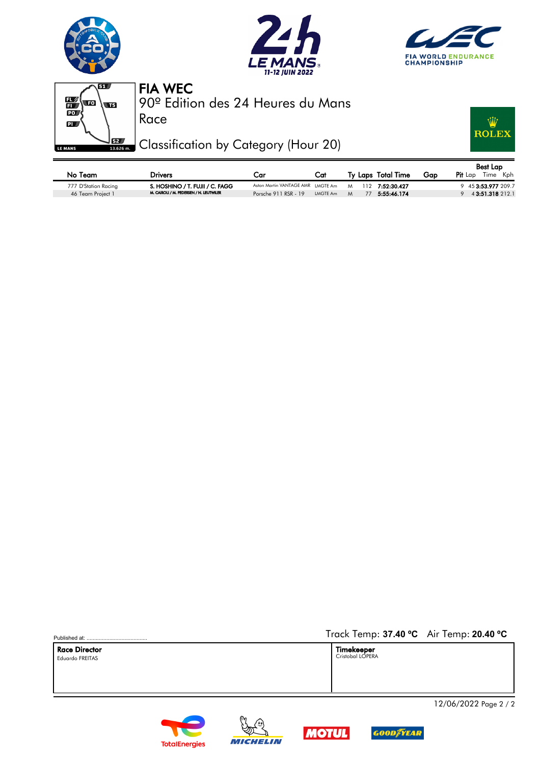# FIA WEC

90º Edition des 24 Heures du Mans

Race

Classification by Category (Hour 20)

| No | Team | Drivers | Car | Cat | Ty | Laps | Total Time | Gap | Pit | Best Lap Lap | Best Lap Time | Best Lap Kph |
|---|---|---|---|---|---|---|---|---|---|---|---|---|
| 777 | D'Station Racing | S. HOSHINO / T. FUJII / C. FAGG | Aston Martin VANTAGE AMR | LMGTE Am | M | 112 | 7:52:30.427 | | 9 | 45 | 3:53.977 | 209.7 |
| 46 | Team Project 1 | M. CAIROLI / M. PEDERSEN / N. LEUTWILER | Porsche 911 RSR - 19 | LMGTE Am | M | 77 | 5:55:46.174 | | 9 | 4 | 3:51.318 | 212.1 |

Published at: ........................................

Track Temp: **37.40 ºC** Air Temp: **20.40 ºC**

| Race Director | Timekeeper |
|---|---|
| Eduardo FREITAS | Cristobal LOPERA |

12/06/2022